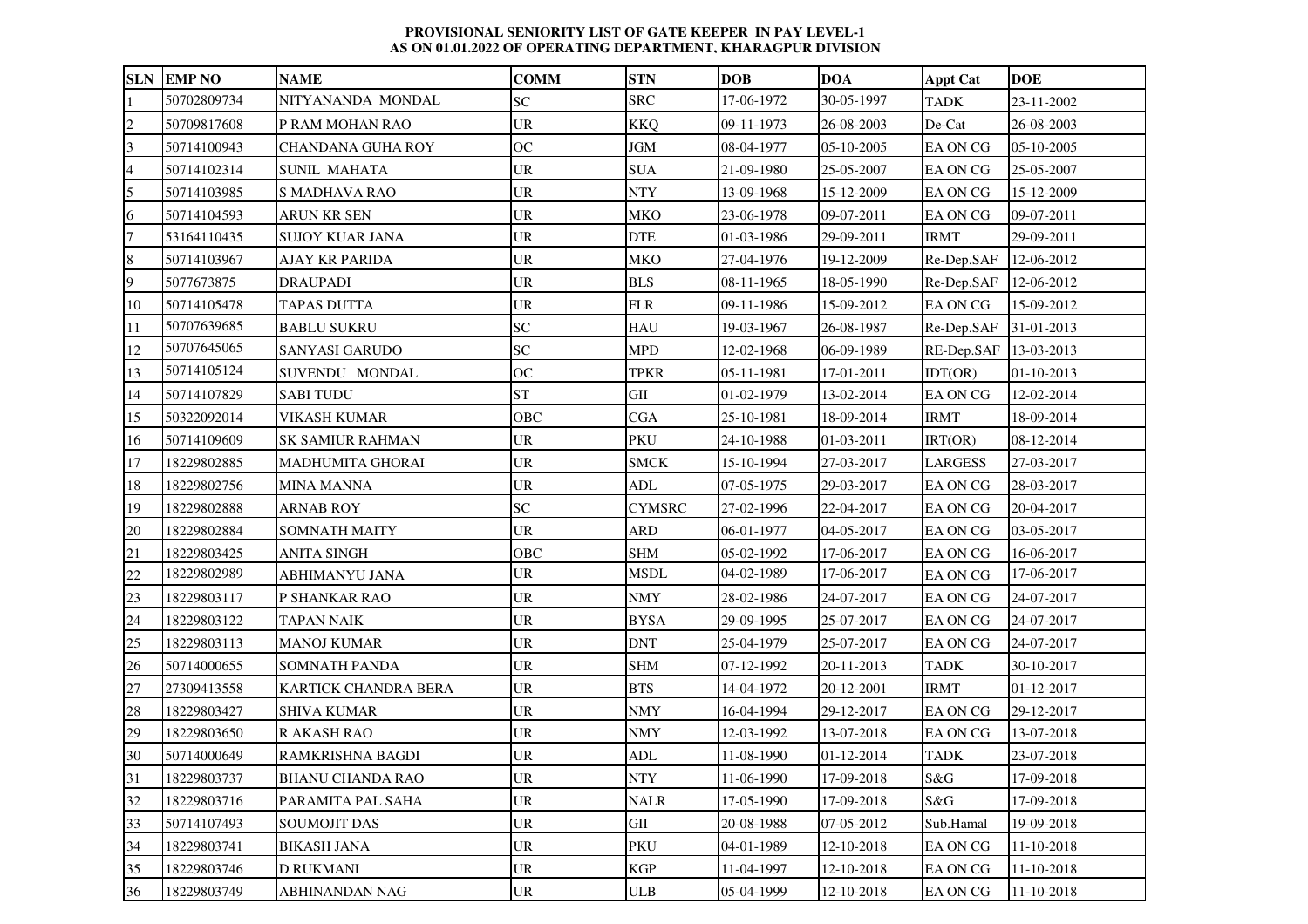**PROVISIONAL SENIORITY LIST OF GATE KEEPER IN PAY LEVEL-1**
**AS ON 01.01.2022 OF OPERATING DEPARTMENT, KHARAGPUR DIVISION**

| SLN | EMP NO | NAME | COMM | STN | DOB | DOA | Appt Cat | DOE |
|---|---|---|---|---|---|---|---|---|
| 1 | 50702809734 | NITYANANDA MONDAL | SC | SRC | 17-06-1972 | 30-05-1997 | TADK | 23-11-2002 |
| 2 | 50709817608 | P RAM MOHAN RAO | UR | KKQ | 09-11-1973 | 26-08-2003 | De-Cat | 26-08-2003 |
| 3 | 50714100943 | CHANDANA GUHA ROY | OC | JGM | 08-04-1977 | 05-10-2005 | EA ON CG | 05-10-2005 |
| 4 | 50714102314 | SUNIL MAHATA | UR | SUA | 21-09-1980 | 25-05-2007 | EA ON CG | 25-05-2007 |
| 5 | 50714103985 | S MADHAVA RAO | UR | NTY | 13-09-1968 | 15-12-2009 | EA ON CG | 15-12-2009 |
| 6 | 50714104593 | ARUN KR SEN | UR | MKO | 23-06-1978 | 09-07-2011 | EA ON CG | 09-07-2011 |
| 7 | 53164110435 | SUJOY KUAR JANA | UR | DTE | 01-03-1986 | 29-09-2011 | IRMT | 29-09-2011 |
| 8 | 50714103967 | AJAY KR PARIDA | UR | MKO | 27-04-1976 | 19-12-2009 | Re-Dep.SAF | 12-06-2012 |
| 9 | 5077673875 | DRAUPADI | UR | BLS | 08-11-1965 | 18-05-1990 | Re-Dep.SAF | 12-06-2012 |
| 10 | 50714105478 | TAPAS DUTTA | UR | FLR | 09-11-1986 | 15-09-2012 | EA ON CG | 15-09-2012 |
| 11 | 50707639685 | BABLU SUKRU | SC | HAU | 19-03-1967 | 26-08-1987 | Re-Dep.SAF | 31-01-2013 |
| 12 | 50707645065 | SANYASI GARUDO | SC | MPD | 12-02-1968 | 06-09-1989 | RE-Dep.SAF | 13-03-2013 |
| 13 | 50714105124 | SUVENDU MONDAL | OC | TPKR | 05-11-1981 | 17-01-2011 | IDT(OR) | 01-10-2013 |
| 14 | 50714107829 | SABI TUDU | ST | GII | 01-02-1979 | 13-02-2014 | EA ON CG | 12-02-2014 |
| 15 | 50322092014 | VIKASH KUMAR | OBC | CGA | 25-10-1981 | 18-09-2014 | IRMT | 18-09-2014 |
| 16 | 50714109609 | SK SAMIUR RAHMAN | UR | PKU | 24-10-1988 | 01-03-2011 | IRT(OR) | 08-12-2014 |
| 17 | 18229802885 | MADHUMITA GHORAI | UR | SMCK | 15-10-1994 | 27-03-2017 | LARGESS | 27-03-2017 |
| 18 | 18229802756 | MINA MANNA | UR | ADL | 07-05-1975 | 29-03-2017 | EA ON CG | 28-03-2017 |
| 19 | 18229802888 | ARNAB ROY | SC | CYMSRC | 27-02-1996 | 22-04-2017 | EA ON CG | 20-04-2017 |
| 20 | 18229802884 | SOMNATH MAITY | UR | ARD | 06-01-1977 | 04-05-2017 | EA ON CG | 03-05-2017 |
| 21 | 18229803425 | ANITA SINGH | OBC | SHM | 05-02-1992 | 17-06-2017 | EA ON CG | 16-06-2017 |
| 22 | 18229802989 | ABHIMANYU JANA | UR | MSDL | 04-02-1989 | 17-06-2017 | EA ON CG | 17-06-2017 |
| 23 | 18229803117 | P SHANKAR RAO | UR | NMY | 28-02-1986 | 24-07-2017 | EA ON CG | 24-07-2017 |
| 24 | 18229803122 | TAPAN NAIK | UR | BYSA | 29-09-1995 | 25-07-2017 | EA ON CG | 24-07-2017 |
| 25 | 18229803113 | MANOJ KUMAR | UR | DNT | 25-04-1979 | 25-07-2017 | EA ON CG | 24-07-2017 |
| 26 | 50714000655 | SOMNATH PANDA | UR | SHM | 07-12-1992 | 20-11-2013 | TADK | 30-10-2017 |
| 27 | 27309413558 | KARTICK CHANDRA BERA | UR | BTS | 14-04-1972 | 20-12-2001 | IRMT | 01-12-2017 |
| 28 | 18229803427 | SHIVA KUMAR | UR | NMY | 16-04-1994 | 29-12-2017 | EA ON CG | 29-12-2017 |
| 29 | 18229803650 | R AKASH RAO | UR | NMY | 12-03-1992 | 13-07-2018 | EA ON CG | 13-07-2018 |
| 30 | 50714000649 | RAMKRISHNA BAGDI | UR | ADL | 11-08-1990 | 01-12-2014 | TADK | 23-07-2018 |
| 31 | 18229803737 | BHANU CHANDA RAO | UR | NTY | 11-06-1990 | 17-09-2018 | S&G | 17-09-2018 |
| 32 | 18229803716 | PARAMITA PAL SAHA | UR | NALR | 17-05-1990 | 17-09-2018 | S&G | 17-09-2018 |
| 33 | 50714107493 | SOUMOJIT DAS | UR | GII | 20-08-1988 | 07-05-2012 | Sub.Hamal | 19-09-2018 |
| 34 | 18229803741 | BIKASH JANA | UR | PKU | 04-01-1989 | 12-10-2018 | EA ON CG | 11-10-2018 |
| 35 | 18229803746 | D RUKMANI | UR | KGP | 11-04-1997 | 12-10-2018 | EA ON CG | 11-10-2018 |
| 36 | 18229803749 | ABHINANDAN NAG | UR | ULB | 05-04-1999 | 12-10-2018 | EA ON CG | 11-10-2018 |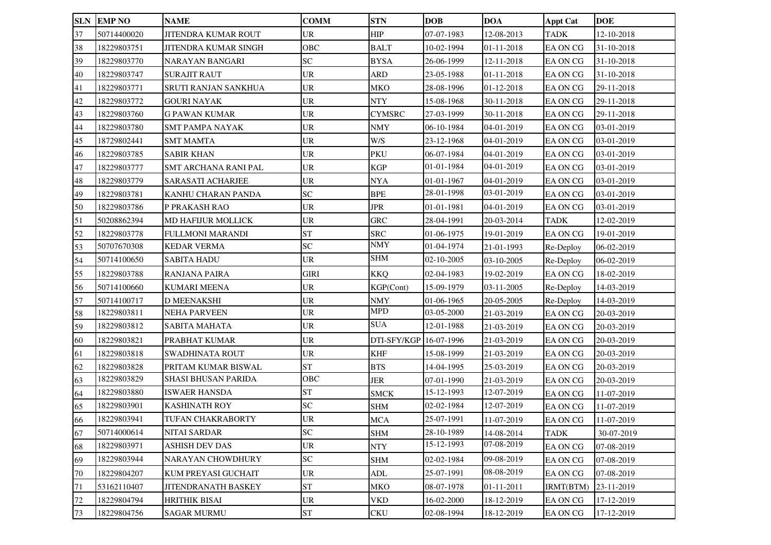| SLN | EMP NO | NAME | COMM | STN | DOB | DOA | Appt Cat | DOE |
|---|---|---|---|---|---|---|---|---|
| 37 | 50714400020 | JITENDRA KUMAR ROUT | UR | HIP | 07-07-1983 | 12-08-2013 | TADK | 12-10-2018 |
| 38 | 18229803751 | JITENDRA KUMAR SINGH | OBC | BALT | 10-02-1994 | 01-11-2018 | EA ON CG | 31-10-2018 |
| 39 | 18229803770 | NARAYAN BANGARI | SC | BYSA | 26-06-1999 | 12-11-2018 | EA ON CG | 31-10-2018 |
| 40 | 18229803747 | SURAJIT RAUT | UR | ARD | 23-05-1988 | 01-11-2018 | EA ON CG | 31-10-2018 |
| 41 | 18229803771 | SRUTI RANJAN SANKHUA | UR | MKO | 28-08-1996 | 01-12-2018 | EA ON CG | 29-11-2018 |
| 42 | 18229803772 | GOURI NAYAK | UR | NTY | 15-08-1968 | 30-11-2018 | EA ON CG | 29-11-2018 |
| 43 | 18229803760 | G PAWAN KUMAR | UR | CYMSRC | 27-03-1999 | 30-11-2018 | EA ON CG | 29-11-2018 |
| 44 | 18229803780 | SMT PAMPA NAYAK | UR | NMY | 06-10-1984 | 04-01-2019 | EA ON CG | 03-01-2019 |
| 45 | 18729802441 | SMT MAMTA | UR | W/S | 23-12-1968 | 04-01-2019 | EA ON CG | 03-01-2019 |
| 46 | 18229803785 | SABIR KHAN | UR | PKU | 06-07-1984 | 04-01-2019 | EA ON CG | 03-01-2019 |
| 47 | 18229803777 | SMT ARCHANA RANI PAL | UR | KGP | 01-01-1984 | 04-01-2019 | EA ON CG | 03-01-2019 |
| 48 | 18229803779 | SARASATI ACHARJEE | UR | NYA | 01-01-1967 | 04-01-2019 | EA ON CG | 03-01-2019 |
| 49 | 18229803781 | KANHU CHARAN PANDA | SC | BPE | 28-01-1998 | 03-01-2019 | EA ON CG | 03-01-2019 |
| 50 | 18229803786 | P PRAKASH RAO | UR | JPR | 01-01-1981 | 04-01-2019 | EA ON CG | 03-01-2019 |
| 51 | 50208862394 | MD HAFIJUR MOLLICK | UR | GRC | 28-04-1991 | 20-03-2014 | TADK | 12-02-2019 |
| 52 | 18229803778 | FULLMONI MARANDI | ST | SRC | 01-06-1975 | 19-01-2019 | EA ON CG | 19-01-2019 |
| 53 | 50707670308 | KEDAR VERMA | SC | NMY | 01-04-1974 | 21-01-1993 | Re-Deploy | 06-02-2019 |
| 54 | 50714100650 | SABITA HADU | UR | SHM | 02-10-2005 | 03-10-2005 | Re-Deploy | 06-02-2019 |
| 55 | 18229803788 | RANJANA PAIRA | GIRI | KKQ | 02-04-1983 | 19-02-2019 | EA ON CG | 18-02-2019 |
| 56 | 50714100660 | KUMARI MEENA | UR | KGP(Cont) | 15-09-1979 | 03-11-2005 | Re-Deploy | 14-03-2019 |
| 57 | 50714100717 | D MEENAKSHI | UR | NMY | 01-06-1965 | 20-05-2005 | Re-Deploy | 14-03-2019 |
| 58 | 18229803811 | NEHA PARVEEN | UR | MPD | 03-05-2000 | 21-03-2019 | EA ON CG | 20-03-2019 |
| 59 | 18229803812 | SABITA MAHATA | UR | SUA | 12-01-1988 | 21-03-2019 | EA ON CG | 20-03-2019 |
| 60 | 18229803821 | PRABHAT KUMAR | UR | DTI-SFY/KGP | 16-07-1996 | 21-03-2019 | EA ON CG | 20-03-2019 |
| 61 | 18229803818 | SWADHINATA ROUT | UR | KHF | 15-08-1999 | 21-03-2019 | EA ON CG | 20-03-2019 |
| 62 | 18229803828 | PRITAM KUMAR BISWAL | ST | BTS | 14-04-1995 | 25-03-2019 | EA ON CG | 20-03-2019 |
| 63 | 18229803829 | SHASI BHUSAN PARIDA | OBC | JER | 07-01-1990 | 21-03-2019 | EA ON CG | 20-03-2019 |
| 64 | 18229803880 | ISWAER HANSDA | ST | SMCK | 15-12-1993 | 12-07-2019 | EA ON CG | 11-07-2019 |
| 65 | 18229803901 | KASHINATH ROY | SC | SHM | 02-02-1984 | 12-07-2019 | EA ON CG | 11-07-2019 |
| 66 | 18229803941 | TUFAN CHAKRABORTY | UR | MCA | 25-07-1991 | 11-07-2019 | EA ON CG | 11-07-2019 |
| 67 | 50714000614 | NITAI SARDAR | SC | SHM | 28-10-1989 | 14-08-2014 | TADK | 30-07-2019 |
| 68 | 18229803971 | ASHISH DEV DAS | UR | NTY | 15-12-1993 | 07-08-2019 | EA ON CG | 07-08-2019 |
| 69 | 18229803944 | NARAYAN CHOWDHURY | SC | SHM | 02-02-1984 | 09-08-2019 | EA ON CG | 07-08-2019 |
| 70 | 18229804207 | KUM PREYASI GUCHAIT | UR | ADL | 25-07-1991 | 08-08-2019 | EA ON CG | 07-08-2019 |
| 71 | 53162110407 | JITENDRANATH BASKEY | ST | MKO | 08-07-1978 | 01-11-2011 | IRMT(BTM) | 23-11-2019 |
| 72 | 18229804794 | HRITHIK BISAI | UR | VKD | 16-02-2000 | 18-12-2019 | EA ON CG | 17-12-2019 |
| 73 | 18229804756 | SAGAR MURMU | ST | CKU | 02-08-1994 | 18-12-2019 | EA ON CG | 17-12-2019 |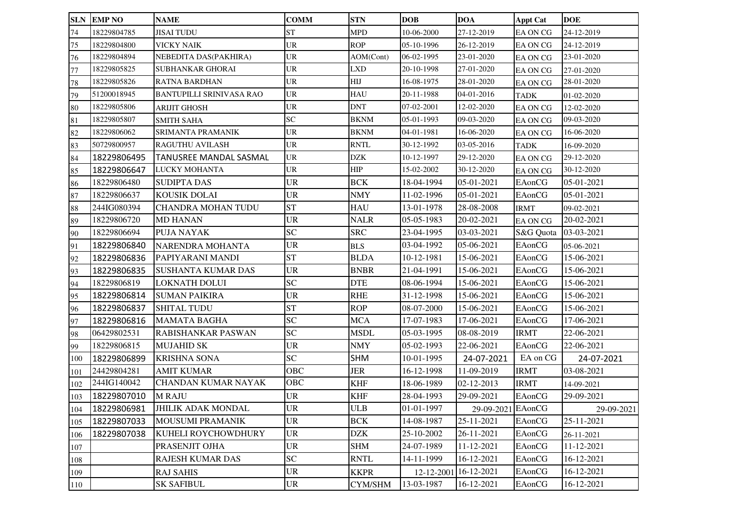| SLN | EMP NO | NAME | COMM | STN | DOB | DOA | Appt Cat | DOE |
|---|---|---|---|---|---|---|---|---|
| 74 | 18229804785 | JISAI TUDU | ST | MPD | 10-06-2000 | 27-12-2019 | EA ON CG | 24-12-2019 |
| 75 | 18229804800 | VICKY NAIK | UR | ROP | 05-10-1996 | 26-12-2019 | EA ON CG | 24-12-2019 |
| 76 | 18229804894 | NEBEDITA DAS(PAKHIRA) | UR | AOM(Cont) | 06-02-1995 | 23-01-2020 | EA ON CG | 23-01-2020 |
| 77 | 18229805825 | SUBHANKAR GHORAI | UR | LXD | 20-10-1998 | 27-01-2020 | EA ON CG | 27-01-2020 |
| 78 | 18229805826 | RATNA BARDHAN | UR | HIJ | 16-08-1975 | 28-01-2020 | EA ON CG | 28-01-2020 |
| 79 | 51200018945 | BANTUPILLI SRINIVASA RAO | UR | HAU | 20-11-1988 | 04-01-2016 | TADK | 01-02-2020 |
| 80 | 18229805806 | ARIJIT GHOSH | UR | DNT | 07-02-2001 | 12-02-2020 | EA ON CG | 12-02-2020 |
| 81 | 18229805807 | SMITH SAHA | SC | BKNM | 05-01-1993 | 09-03-2020 | EA ON CG | 09-03-2020 |
| 82 | 18229806062 | SRIMANTA PRAMANIK | UR | BKNM | 04-01-1981 | 16-06-2020 | EA ON CG | 16-06-2020 |
| 83 | 50729800957 | RAGUTHU AVILASH | UR | RNTL | 30-12-1992 | 03-05-2016 | TADK | 16-09-2020 |
| 84 | 18229806495 | TANUSREE MANDAL SASMAL | UR | DZK | 10-12-1997 | 29-12-2020 | EA ON CG | 29-12-2020 |
| 85 | 18229806647 | LUCKY MOHANTA | UR | HIP | 15-02-2002 | 30-12-2020 | EA ON CG | 30-12-2020 |
| 86 | 18229806480 | SUDIPTA DAS | UR | BCK | 18-04-1994 | 05-01-2021 | EAonCG | 05-01-2021 |
| 87 | 18229806637 | KOUSIK DOLAI | UR | NMY | 11-02-1996 | 05-01-2021 | EAonCG | 05-01-2021 |
| 88 | 244IG080394 | CHANDRA MOHAN TUDU | ST | HAU | 13-01-1978 | 28-08-2008 | IRMT | 09-02-2021 |
| 89 | 18229806720 | MD HANAN | UR | NALR | 05-05-1983 | 20-02-2021 | EA ON CG | 20-02-2021 |
| 90 | 18229806694 | PUJA NAYAK | SC | SRC | 23-04-1995 | 03-03-2021 | S&G Quota | 03-03-2021 |
| 91 | 18229806840 | NARENDRA MOHANTA | UR | BLS | 03-04-1992 | 05-06-2021 | EAonCG | 05-06-2021 |
| 92 | 18229806836 | PAPIYARANI MANDI | ST | BLDA | 10-12-1981 | 15-06-2021 | EAonCG | 15-06-2021 |
| 93 | 18229806835 | SUSHANTA KUMAR DAS | UR | BNBR | 21-04-1991 | 15-06-2021 | EAonCG | 15-06-2021 |
| 94 | 18229806819 | LOKNATH DOLUI | SC | DTE | 08-06-1994 | 15-06-2021 | EAonCG | 15-06-2021 |
| 95 | 18229806814 | SUMAN PAIKIRA | UR | RHE | 31-12-1998 | 15-06-2021 | EAonCG | 15-06-2021 |
| 96 | 18229806837 | SHITAL TUDU | ST | ROP | 08-07-2000 | 15-06-2021 | EAonCG | 15-06-2021 |
| 97 | 18229806816 | MAMATA BAGHA | SC | MCA | 17-07-1983 | 17-06-2021 | EAonCG | 17-06-2021 |
| 98 | 06429802531 | RABISHANKAR PASWAN | SC | MSDL | 05-03-1995 | 08-08-2019 | IRMT | 22-06-2021 |
| 99 | 18229806815 | MUJAHID SK | UR | NMY | 05-02-1993 | 22-06-2021 | EAonCG | 22-06-2021 |
| 100 | 18229806899 | KRISHNA SONA | SC | SHM | 10-01-1995 | 24-07-2021 | EA on CG | 24-07-2021 |
| 101 | 24429804281 | AMIT KUMAR | OBC | JER | 16-12-1998 | 11-09-2019 | IRMT | 03-08-2021 |
| 102 | 244IG140042 | CHANDAN KUMAR NAYAK | OBC | KHF | 18-06-1989 | 02-12-2013 | IRMT | 14-09-2021 |
| 103 | 18229807010 | M RAJU | UR | KHF | 28-04-1993 | 29-09-2021 | EAonCG | 29-09-2021 |
| 104 | 18229806981 | JHILIK ADAK MONDAL | UR | ULB | 01-01-1997 | 29-09-2021 | EAonCG | 29-09-2021 |
| 105 | 18229807033 | MOUSUMI PRAMANIK | UR | BCK | 14-08-1987 | 25-11-2021 | EAonCG | 25-11-2021 |
| 106 | 18229807038 | KUHELI ROYCHOWDHURY | UR | DZK | 25-10-2002 | 26-11-2021 | EAonCG | 26-11-2021 |
| 107 | | PRASENJIT OJHA | UR | SHM | 24-07-1989 | 11-12-2021 | EAonCG | 11-12-2021 |
| 108 | | RAJESH KUMAR DAS | SC | RNTL | 14-11-1999 | 16-12-2021 | EAonCG | 16-12-2021 |
| 109 | | RAJ SAHIS | UR | KKPR | 12-12-2001 | 16-12-2021 | EAonCG | 16-12-2021 |
| 110 | | SK SAFIBUL | UR | CYM/SHM | 13-03-1987 | 16-12-2021 | EAonCG | 16-12-2021 |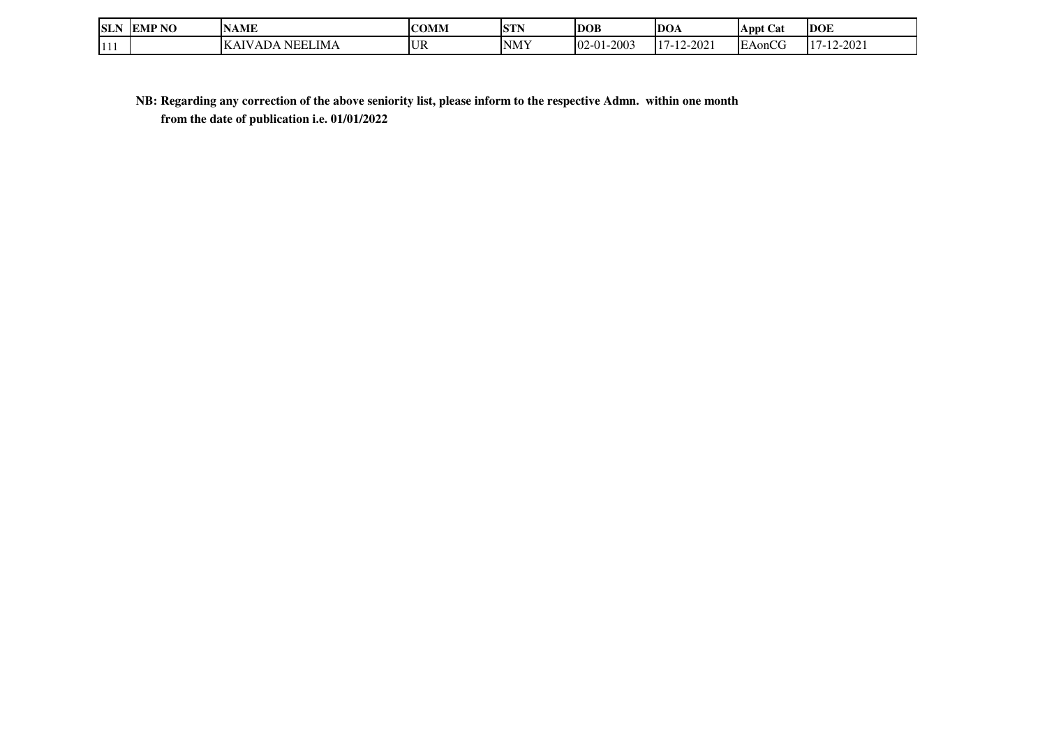| SLN | EMP NO | NAME | COMM | STN | DOB | DOA | Appt Cat | DOE |
|---|---|---|---|---|---|---|---|---|
| 111 | | KAIVADA NEELIMA | UR | NMY | 02-01-2003 | 17-12-2021 | EAonCG | 17-12-2021 |

**NB: Regarding any correction of the above seniority list, please inform to the respective Admn. within one month from the date of publication i.e. 01/01/2022**